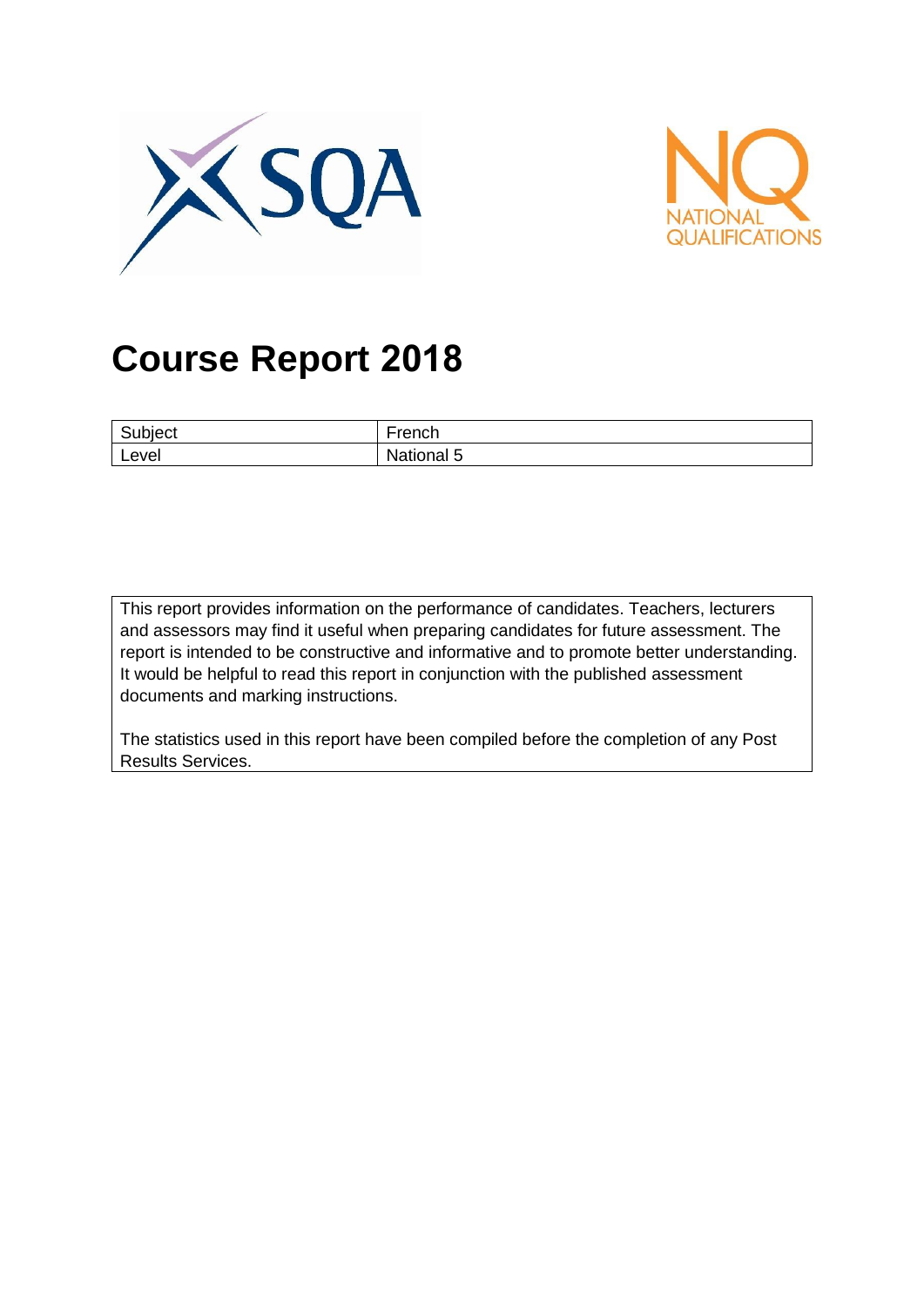# Course Report 2018

| Subject | French |
|---|---|
| Level | National 5 |

This report provides information on the performance of candidates. Teachers, lecturers and assessors may find it useful when preparing candidates for future assessment. The report is intended to be constructive and informative and to promote better understanding. It would be helpful to read this report in conjunction with the published assessment documents and marking instructions.

The statistics used in this report have been compiled before the completion of any Post Results Services.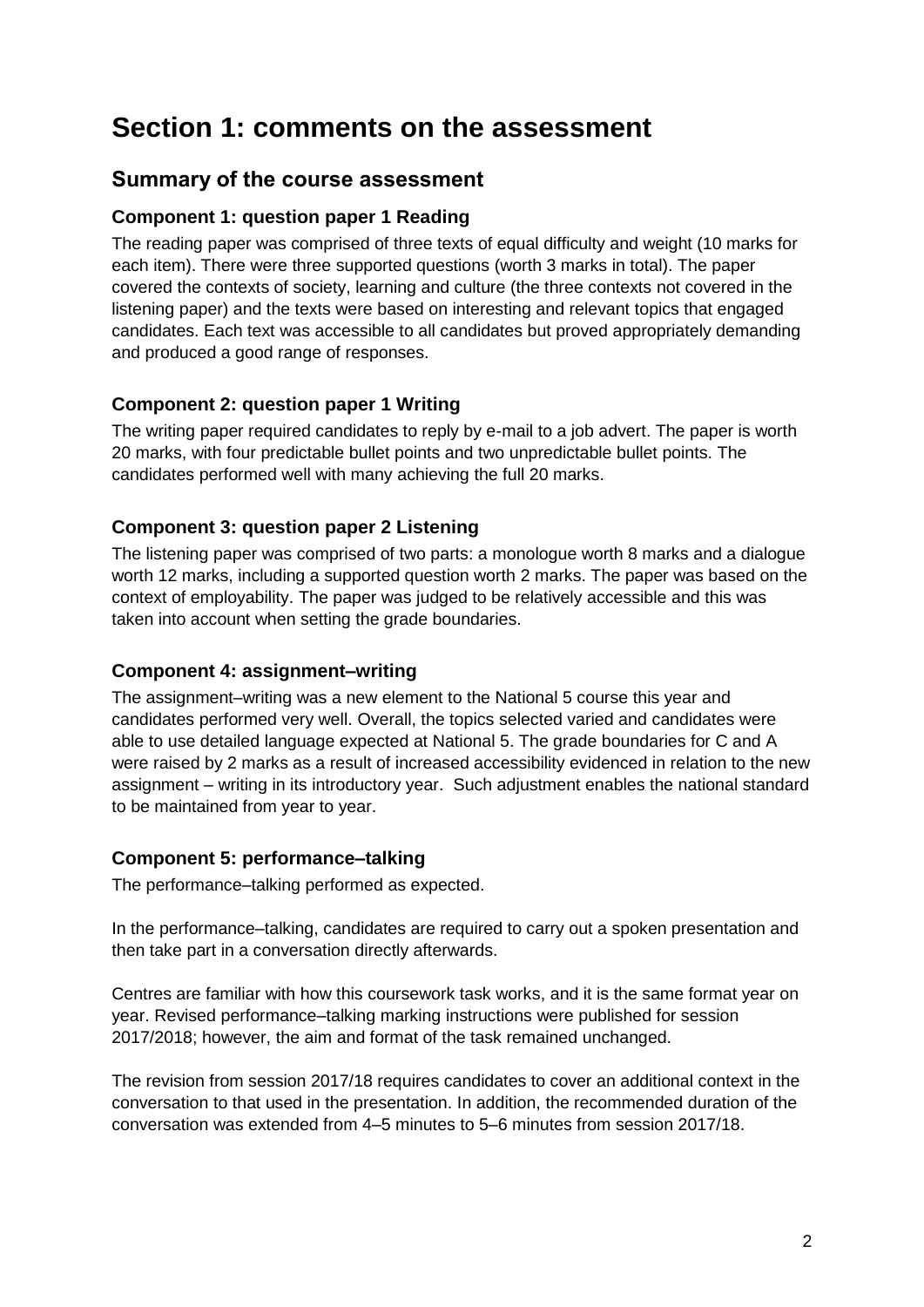# Section 1: comments on the assessment

## Summary of the course assessment

### Component 1: question paper 1 Reading

The reading paper was comprised of three texts of equal difficulty and weight (10 marks for each item). There were three supported questions (worth 3 marks in total). The paper covered the contexts of society, learning and culture (the three contexts not covered in the listening paper) and the texts were based on interesting and relevant topics that engaged candidates. Each text was accessible to all candidates but proved appropriately demanding and produced a good range of responses.

### Component 2: question paper 1 Writing

The writing paper required candidates to reply by e-mail to a job advert. The paper is worth 20 marks, with four predictable bullet points and two unpredictable bullet points. The candidates performed well with many achieving the full 20 marks.

### Component 3: question paper 2 Listening

The listening paper was comprised of two parts: a monologue worth 8 marks and a dialogue worth 12 marks, including a supported question worth 2 marks. The paper was based on the context of employability. The paper was judged to be relatively accessible and this was taken into account when setting the grade boundaries.

### Component 4: assignment–writing

The assignment–writing was a new element to the National 5 course this year and candidates performed very well. Overall, the topics selected varied and candidates were able to use detailed language expected at National 5. The grade boundaries for C and A were raised by 2 marks as a result of increased accessibility evidenced in relation to the new assignment – writing in its introductory year. Such adjustment enables the national standard to be maintained from year to year.

### Component 5: performance–talking

The performance–talking performed as expected.

In the performance–talking, candidates are required to carry out a spoken presentation and then take part in a conversation directly afterwards.

Centres are familiar with how this coursework task works, and it is the same format year on year. Revised performance–talking marking instructions were published for session 2017/2018; however, the aim and format of the task remained unchanged.

The revision from session 2017/18 requires candidates to cover an additional context in the conversation to that used in the presentation. In addition, the recommended duration of the conversation was extended from 4–5 minutes to 5–6 minutes from session 2017/18.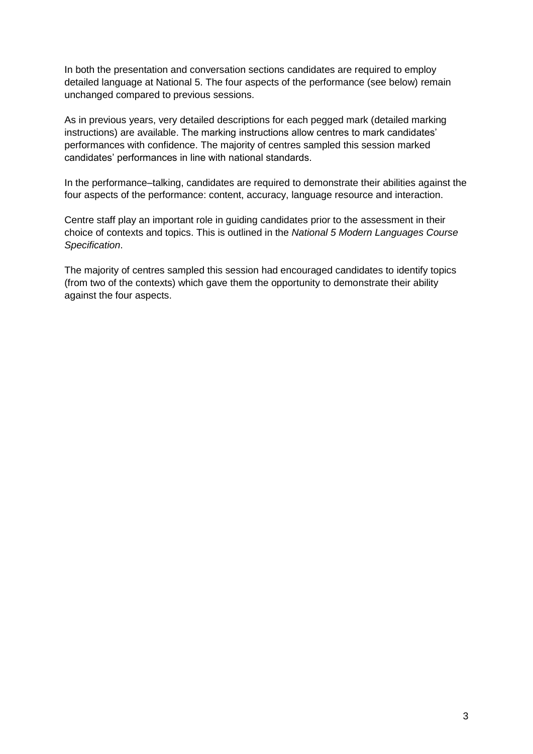In both the presentation and conversation sections candidates are required to employ detailed language at National 5. The four aspects of the performance (see below) remain unchanged compared to previous sessions.

As in previous years, very detailed descriptions for each pegged mark (detailed marking instructions) are available. The marking instructions allow centres to mark candidates' performances with confidence. The majority of centres sampled this session marked candidates' performances in line with national standards.

In the performance–talking, candidates are required to demonstrate their abilities against the four aspects of the performance: content, accuracy, language resource and interaction.

Centre staff play an important role in guiding candidates prior to the assessment in their choice of contexts and topics. This is outlined in the *National 5 Modern Languages Course Specification*.

The majority of centres sampled this session had encouraged candidates to identify topics (from two of the contexts) which gave them the opportunity to demonstrate their ability against the four aspects.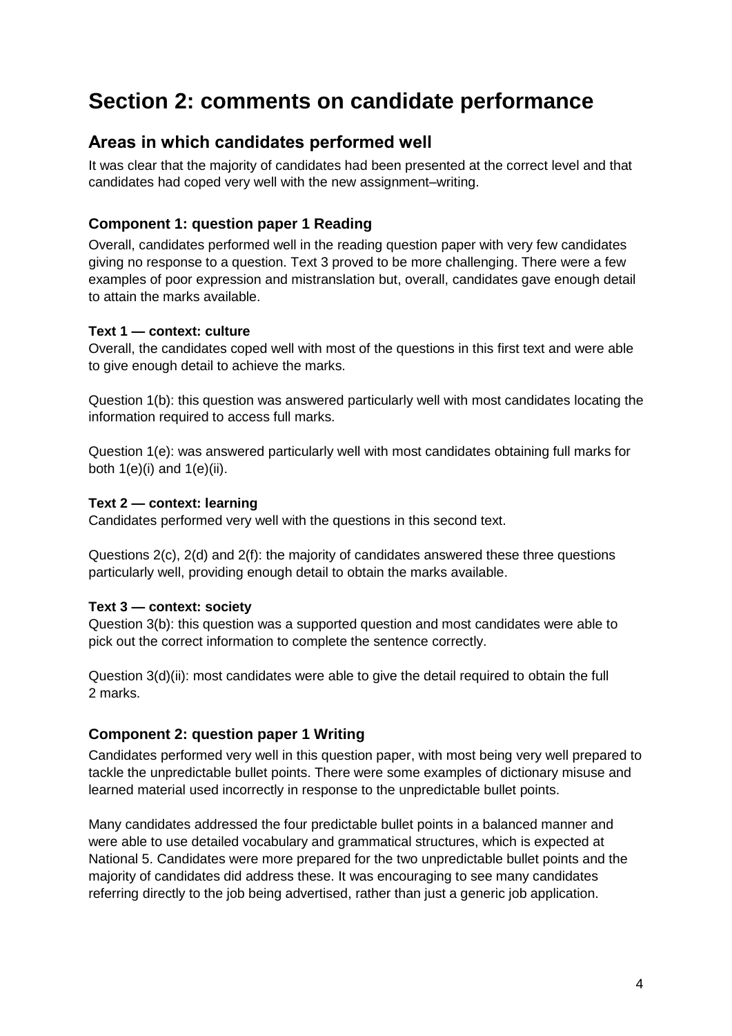# Section 2: comments on candidate performance

## Areas in which candidates performed well

It was clear that the majority of candidates had been presented at the correct level and that candidates had coped very well with the new assignment–writing.

### Component 1: question paper 1 Reading

Overall, candidates performed well in the reading question paper with very few candidates giving no response to a question. Text 3 proved to be more challenging. There were a few examples of poor expression and mistranslation but, overall, candidates gave enough detail to attain the marks available.

**Text 1 — context: culture**
Overall, the candidates coped well with most of the questions in this first text and were able to give enough detail to achieve the marks.

Question 1(b): this question was answered particularly well with most candidates locating the information required to access full marks.

Question 1(e): was answered particularly well with most candidates obtaining full marks for both 1(e)(i) and 1(e)(ii).

**Text 2 — context: learning**
Candidates performed very well with the questions in this second text.

Questions 2(c), 2(d) and 2(f): the majority of candidates answered these three questions particularly well, providing enough detail to obtain the marks available.

**Text 3 — context: society**
Question 3(b): this question was a supported question and most candidates were able to pick out the correct information to complete the sentence correctly.

Question 3(d)(ii): most candidates were able to give the detail required to obtain the full 2 marks.

### Component 2: question paper 1 Writing

Candidates performed very well in this question paper, with most being very well prepared to tackle the unpredictable bullet points. There were some examples of dictionary misuse and learned material used incorrectly in response to the unpredictable bullet points.

Many candidates addressed the four predictable bullet points in a balanced manner and were able to use detailed vocabulary and grammatical structures, which is expected at National 5. Candidates were more prepared for the two unpredictable bullet points and the majority of candidates did address these. It was encouraging to see many candidates referring directly to the job being advertised, rather than just a generic job application.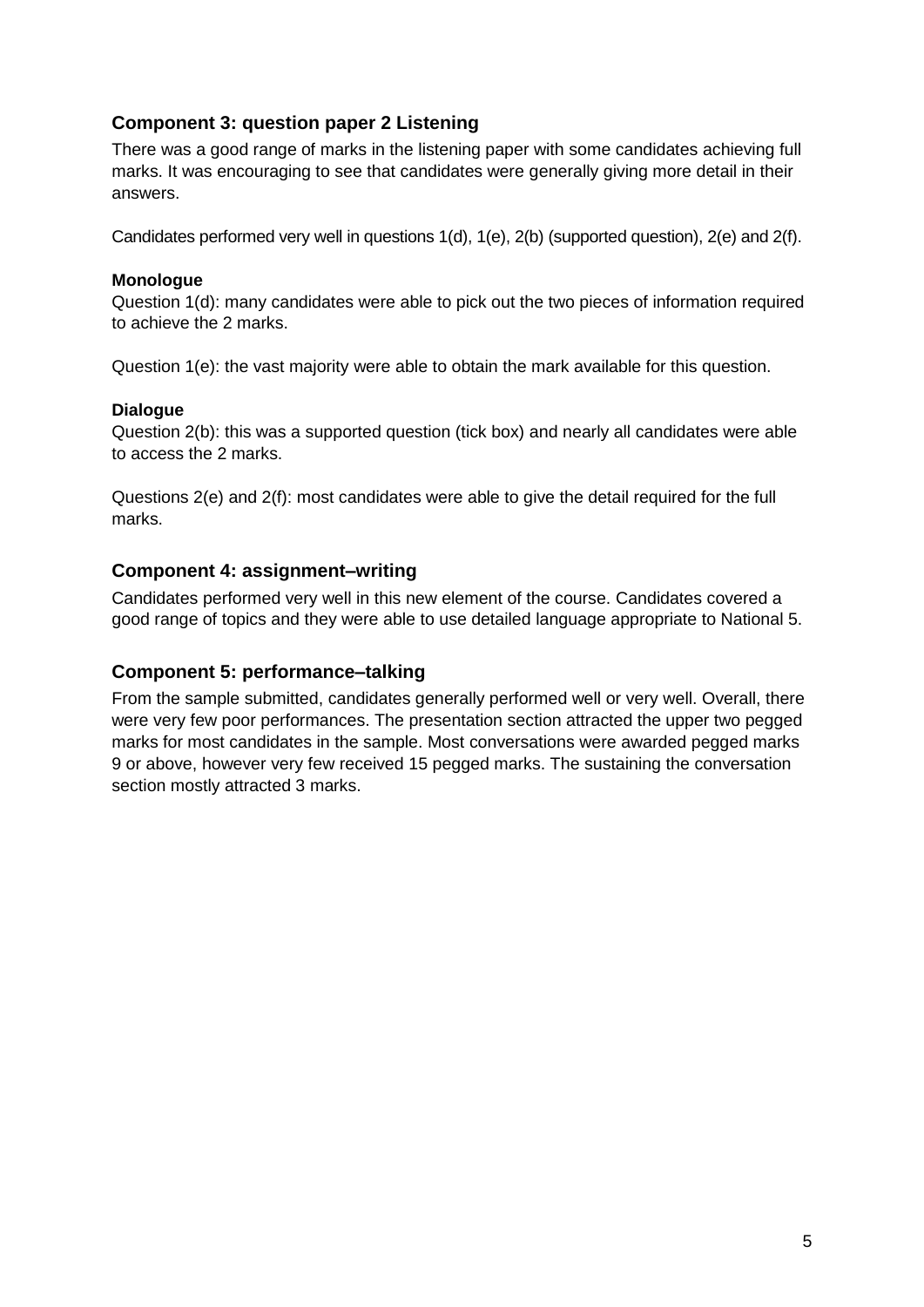### Component 3: question paper 2 Listening

There was a good range of marks in the listening paper with some candidates achieving full marks. It was encouraging to see that candidates were generally giving more detail in their answers.

Candidates performed very well in questions 1(d), 1(e), 2(b) (supported question), 2(e) and 2(f).

**Monologue**

Question 1(d): many candidates were able to pick out the two pieces of information required to achieve the 2 marks.

Question 1(e): the vast majority were able to obtain the mark available for this question.

**Dialogue**

Question 2(b): this was a supported question (tick box) and nearly all candidates were able to access the 2 marks.

Questions 2(e) and 2(f): most candidates were able to give the detail required for the full marks.

### Component 4: assignment–writing

Candidates performed very well in this new element of the course. Candidates covered a good range of topics and they were able to use detailed language appropriate to National 5.

### Component 5: performance–talking

From the sample submitted, candidates generally performed well or very well. Overall, there were very few poor performances. The presentation section attracted the upper two pegged marks for most candidates in the sample. Most conversations were awarded pegged marks 9 or above, however very few received 15 pegged marks. The sustaining the conversation section mostly attracted 3 marks.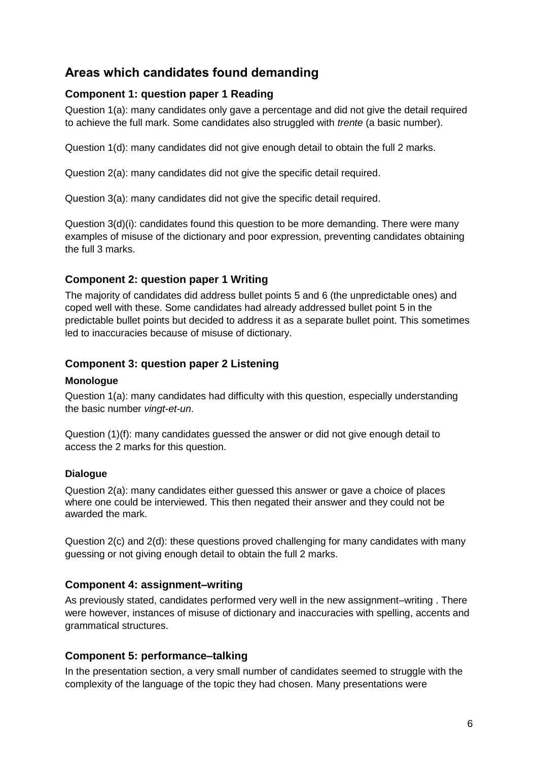## Areas which candidates found demanding

### Component 1: question paper 1 Reading

Question 1(a): many candidates only gave a percentage and did not give the detail required to achieve the full mark. Some candidates also struggled with *trente* (a basic number).

Question 1(d): many candidates did not give enough detail to obtain the full 2 marks.

Question 2(a): many candidates did not give the specific detail required.

Question 3(a): many candidates did not give the specific detail required.

Question 3(d)(i): candidates found this question to be more demanding. There were many examples of misuse of the dictionary and poor expression, preventing candidates obtaining the full 3 marks.

### Component 2: question paper 1 Writing

The majority of candidates did address bullet points 5 and 6 (the unpredictable ones) and coped well with these. Some candidates had already addressed bullet point 5 in the predictable bullet points but decided to address it as a separate bullet point. This sometimes led to inaccuracies because of misuse of dictionary.

### Component 3: question paper 2 Listening

#### Monologue

Question 1(a): many candidates had difficulty with this question, especially understanding the basic number *vingt-et-un*.

Question (1)(f): many candidates guessed the answer or did not give enough detail to access the 2 marks for this question.

#### Dialogue

Question 2(a): many candidates either guessed this answer or gave a choice of places where one could be interviewed. This then negated their answer and they could not be awarded the mark.

Question 2(c) and 2(d): these questions proved challenging for many candidates with many guessing or not giving enough detail to obtain the full 2 marks.

### Component 4: assignment–writing

As previously stated, candidates performed very well in the new assignment–writing . There were however, instances of misuse of dictionary and inaccuracies with spelling, accents and grammatical structures.

### Component 5: performance–talking

In the presentation section, a very small number of candidates seemed to struggle with the complexity of the language of the topic they had chosen. Many presentations were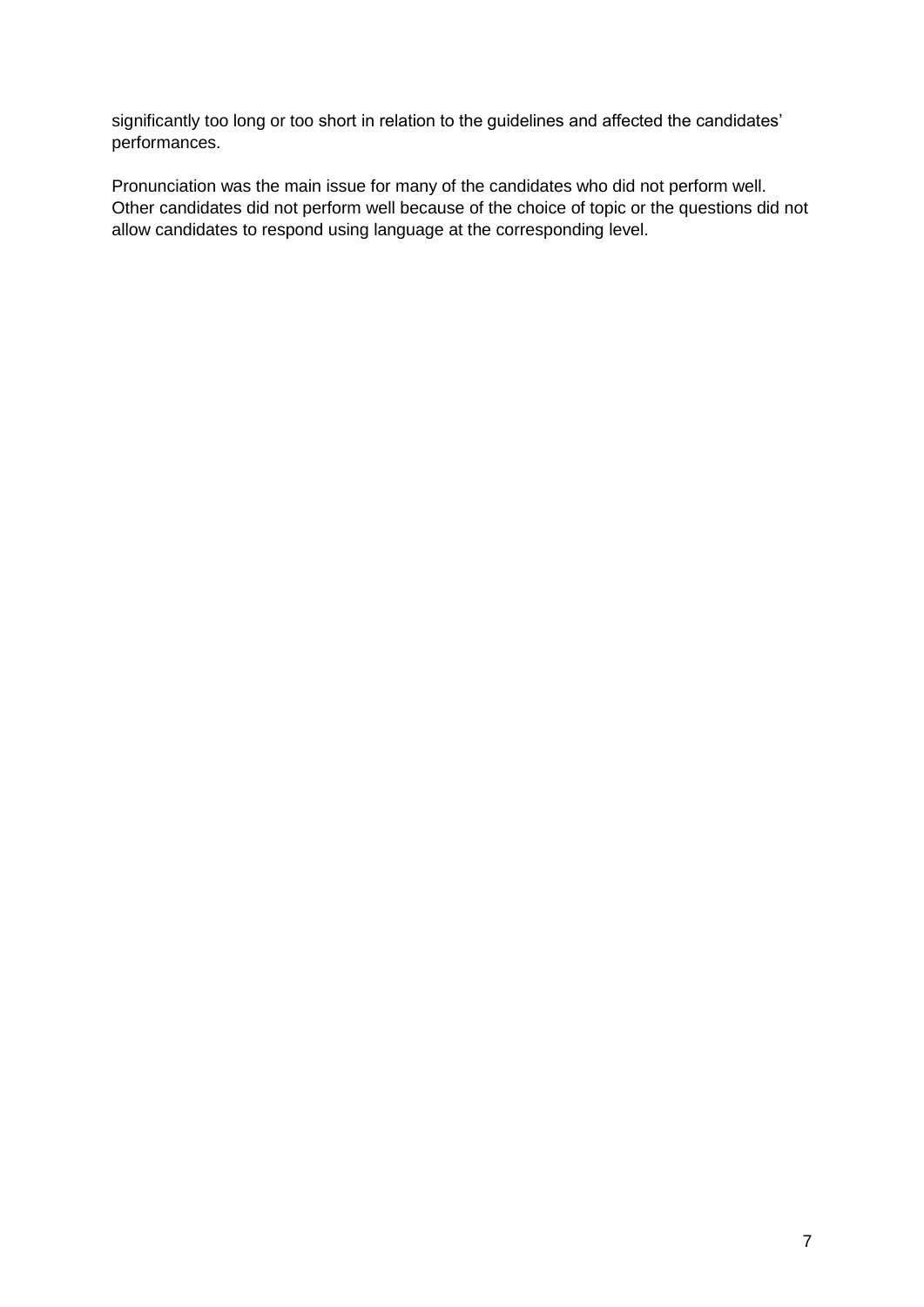significantly too long or too short in relation to the guidelines and affected the candidates' performances.

Pronunciation was the main issue for many of the candidates who did not perform well. Other candidates did not perform well because of the choice of topic or the questions did not allow candidates to respond using language at the corresponding level.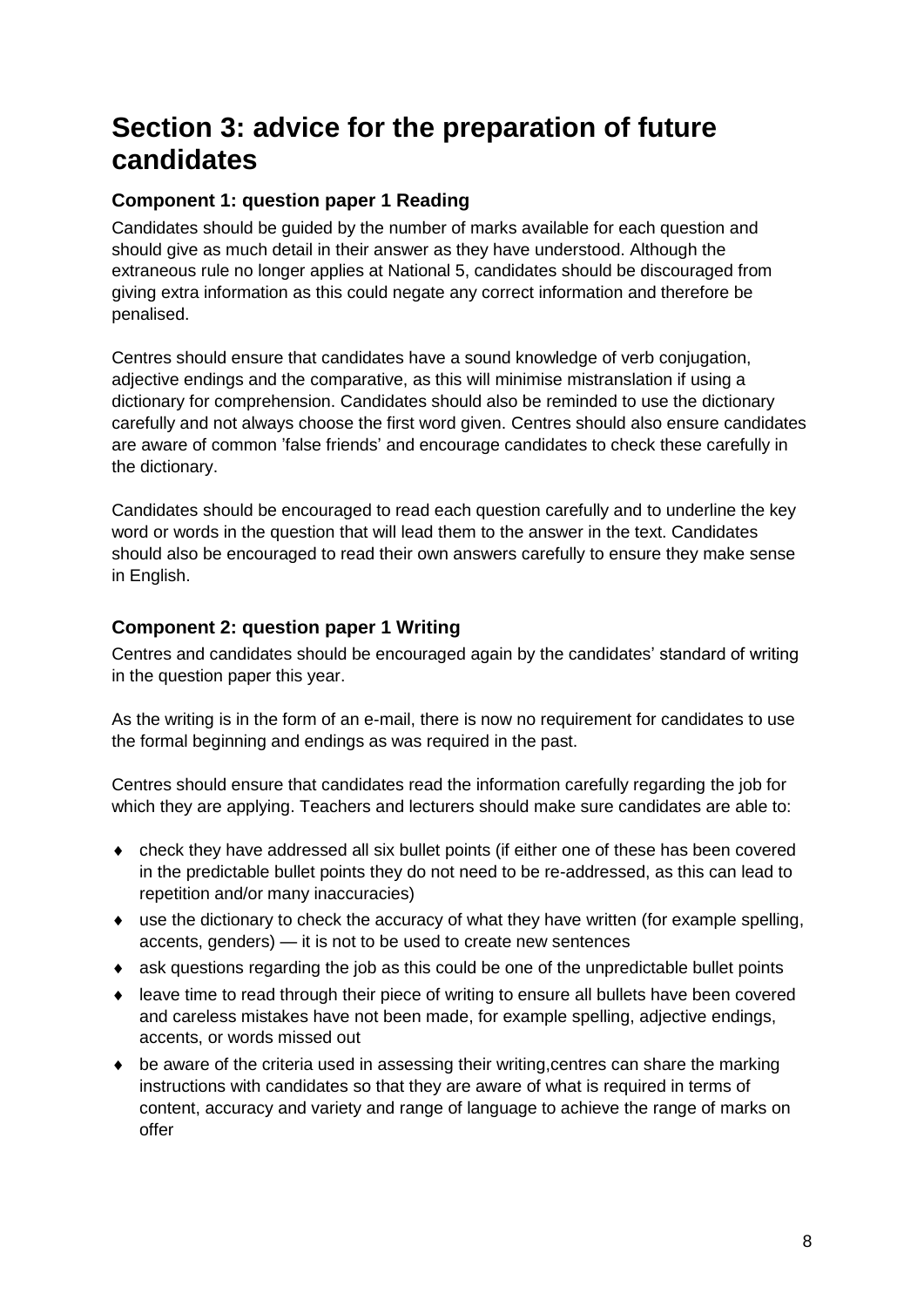# Section 3: advice for the preparation of future candidates

### Component 1: question paper 1 Reading

Candidates should be guided by the number of marks available for each question and should give as much detail in their answer as they have understood. Although the extraneous rule no longer applies at National 5, candidates should be discouraged from giving extra information as this could negate any correct information and therefore be penalised.

Centres should ensure that candidates have a sound knowledge of verb conjugation, adjective endings and the comparative, as this will minimise mistranslation if using a dictionary for comprehension. Candidates should also be reminded to use the dictionary carefully and not always choose the first word given. Centres should also ensure candidates are aware of common 'false friends' and encourage candidates to check these carefully in the dictionary.

Candidates should be encouraged to read each question carefully and to underline the key word or words in the question that will lead them to the answer in the text. Candidates should also be encouraged to read their own answers carefully to ensure they make sense in English.

### Component 2: question paper 1 Writing

Centres and candidates should be encouraged again by the candidates' standard of writing in the question paper this year.

As the writing is in the form of an e-mail, there is now no requirement for candidates to use the formal beginning and endings as was required in the past.

Centres should ensure that candidates read the information carefully regarding the job for which they are applying. Teachers and lecturers should make sure candidates are able to:

- check they have addressed all six bullet points (if either one of these has been covered in the predictable bullet points they do not need to be re-addressed, as this can lead to repetition and/or many inaccuracies)
- use the dictionary to check the accuracy of what they have written (for example spelling, accents, genders) — it is not to be used to create new sentences
- ask questions regarding the job as this could be one of the unpredictable bullet points
- leave time to read through their piece of writing to ensure all bullets have been covered and careless mistakes have not been made, for example spelling, adjective endings, accents, or words missed out
- be aware of the criteria used in assessing their writing,centres can share the marking instructions with candidates so that they are aware of what is required in terms of content, accuracy and variety and range of language to achieve the range of marks on offer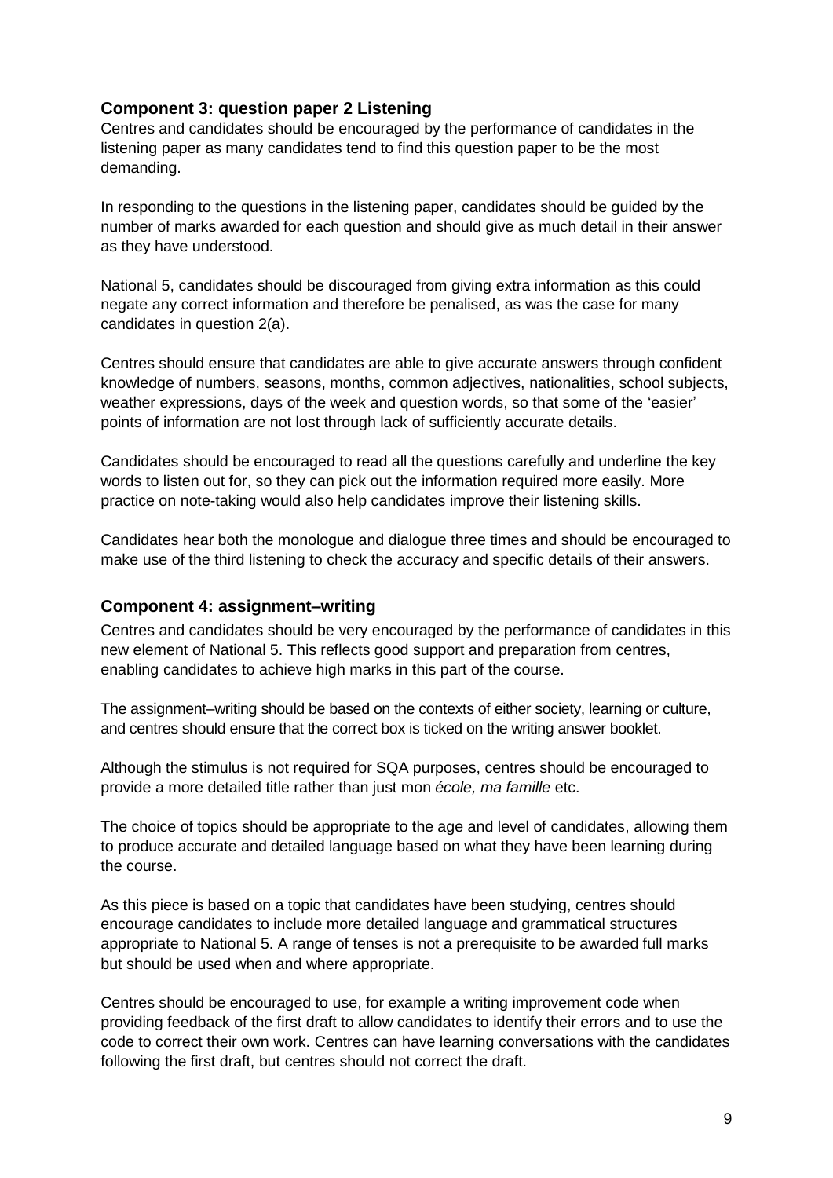### Component 3: question paper 2 Listening

Centres and candidates should be encouraged by the performance of candidates in the listening paper as many candidates tend to find this question paper to be the most demanding.

In responding to the questions in the listening paper, candidates should be guided by the number of marks awarded for each question and should give as much detail in their answer as they have understood.

National 5, candidates should be discouraged from giving extra information as this could negate any correct information and therefore be penalised, as was the case for many candidates in question 2(a).

Centres should ensure that candidates are able to give accurate answers through confident knowledge of numbers, seasons, months, common adjectives, nationalities, school subjects, weather expressions, days of the week and question words, so that some of the 'easier' points of information are not lost through lack of sufficiently accurate details.

Candidates should be encouraged to read all the questions carefully and underline the key words to listen out for, so they can pick out the information required more easily. More practice on note-taking would also help candidates improve their listening skills.

Candidates hear both the monologue and dialogue three times and should be encouraged to make use of the third listening to check the accuracy and specific details of their answers.

### Component 4: assignment–writing

Centres and candidates should be very encouraged by the performance of candidates in this new element of National 5. This reflects good support and preparation from centres, enabling candidates to achieve high marks in this part of the course.

The assignment–writing should be based on the contexts of either society, learning or culture, and centres should ensure that the correct box is ticked on the writing answer booklet.

Although the stimulus is not required for SQA purposes, centres should be encouraged to provide a more detailed title rather than just mon *école, ma famille* etc.

The choice of topics should be appropriate to the age and level of candidates, allowing them to produce accurate and detailed language based on what they have been learning during the course.

As this piece is based on a topic that candidates have been studying, centres should encourage candidates to include more detailed language and grammatical structures appropriate to National 5. A range of tenses is not a prerequisite to be awarded full marks but should be used when and where appropriate.

Centres should be encouraged to use, for example a writing improvement code when providing feedback of the first draft to allow candidates to identify their errors and to use the code to correct their own work. Centres can have learning conversations with the candidates following the first draft, but centres should not correct the draft.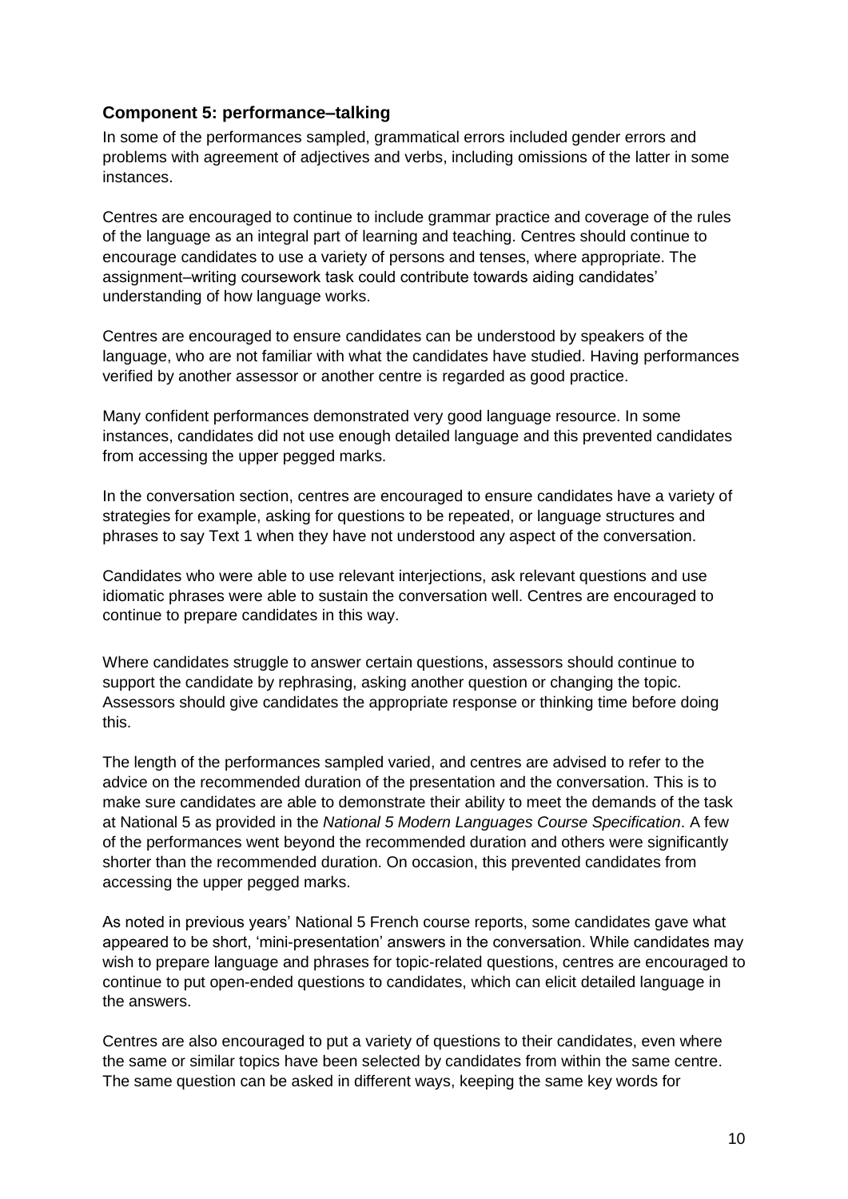### Component 5: performance–talking

In some of the performances sampled, grammatical errors included gender errors and problems with agreement of adjectives and verbs, including omissions of the latter in some instances.

Centres are encouraged to continue to include grammar practice and coverage of the rules of the language as an integral part of learning and teaching. Centres should continue to encourage candidates to use a variety of persons and tenses, where appropriate. The assignment–writing coursework task could contribute towards aiding candidates' understanding of how language works.

Centres are encouraged to ensure candidates can be understood by speakers of the language, who are not familiar with what the candidates have studied. Having performances verified by another assessor or another centre is regarded as good practice.

Many confident performances demonstrated very good language resource. In some instances, candidates did not use enough detailed language and this prevented candidates from accessing the upper pegged marks.

In the conversation section, centres are encouraged to ensure candidates have a variety of strategies for example, asking for questions to be repeated, or language structures and phrases to say Text 1 when they have not understood any aspect of the conversation.

Candidates who were able to use relevant interjections, ask relevant questions and use idiomatic phrases were able to sustain the conversation well. Centres are encouraged to continue to prepare candidates in this way.

Where candidates struggle to answer certain questions, assessors should continue to support the candidate by rephrasing, asking another question or changing the topic. Assessors should give candidates the appropriate response or thinking time before doing this.

The length of the performances sampled varied, and centres are advised to refer to the advice on the recommended duration of the presentation and the conversation. This is to make sure candidates are able to demonstrate their ability to meet the demands of the task at National 5 as provided in the *National 5 Modern Languages Course Specification*. A few of the performances went beyond the recommended duration and others were significantly shorter than the recommended duration. On occasion, this prevented candidates from accessing the upper pegged marks.

As noted in previous years' National 5 French course reports, some candidates gave what appeared to be short, 'mini-presentation' answers in the conversation. While candidates may wish to prepare language and phrases for topic-related questions, centres are encouraged to continue to put open-ended questions to candidates, which can elicit detailed language in the answers.

Centres are also encouraged to put a variety of questions to their candidates, even where the same or similar topics have been selected by candidates from within the same centre. The same question can be asked in different ways, keeping the same key words for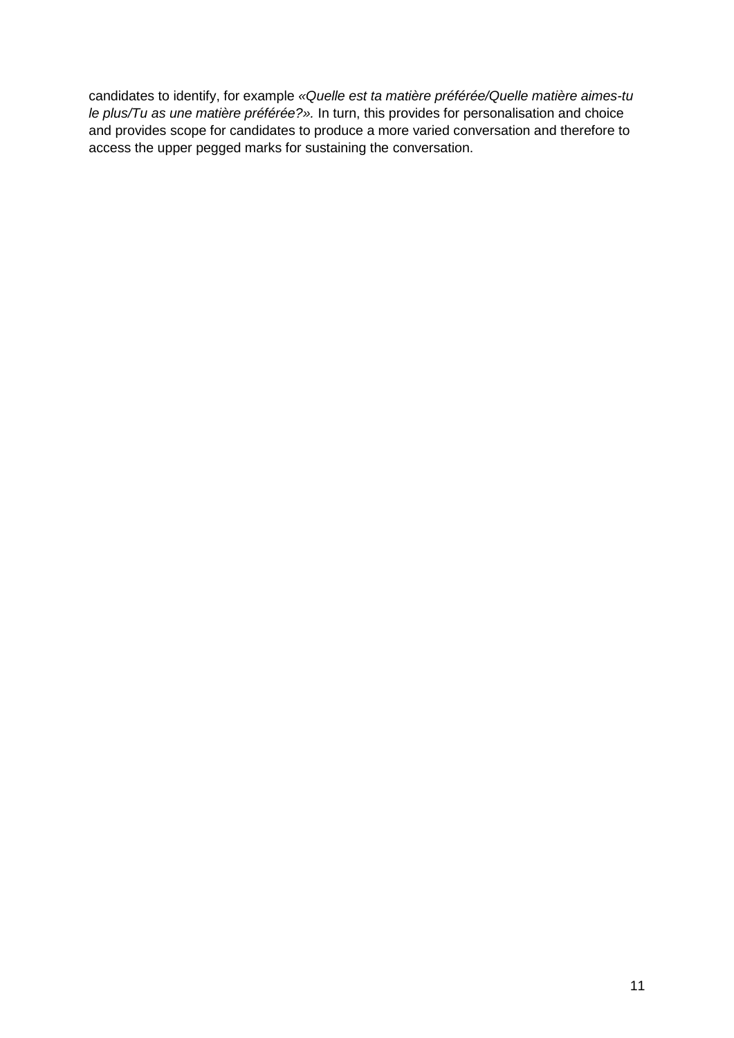candidates to identify, for example *«Quelle est ta matière préférée/Quelle matière aimes-tu le plus/Tu as une matière préférée?».* In turn, this provides for personalisation and choice and provides scope for candidates to produce a more varied conversation and therefore to access the upper pegged marks for sustaining the conversation.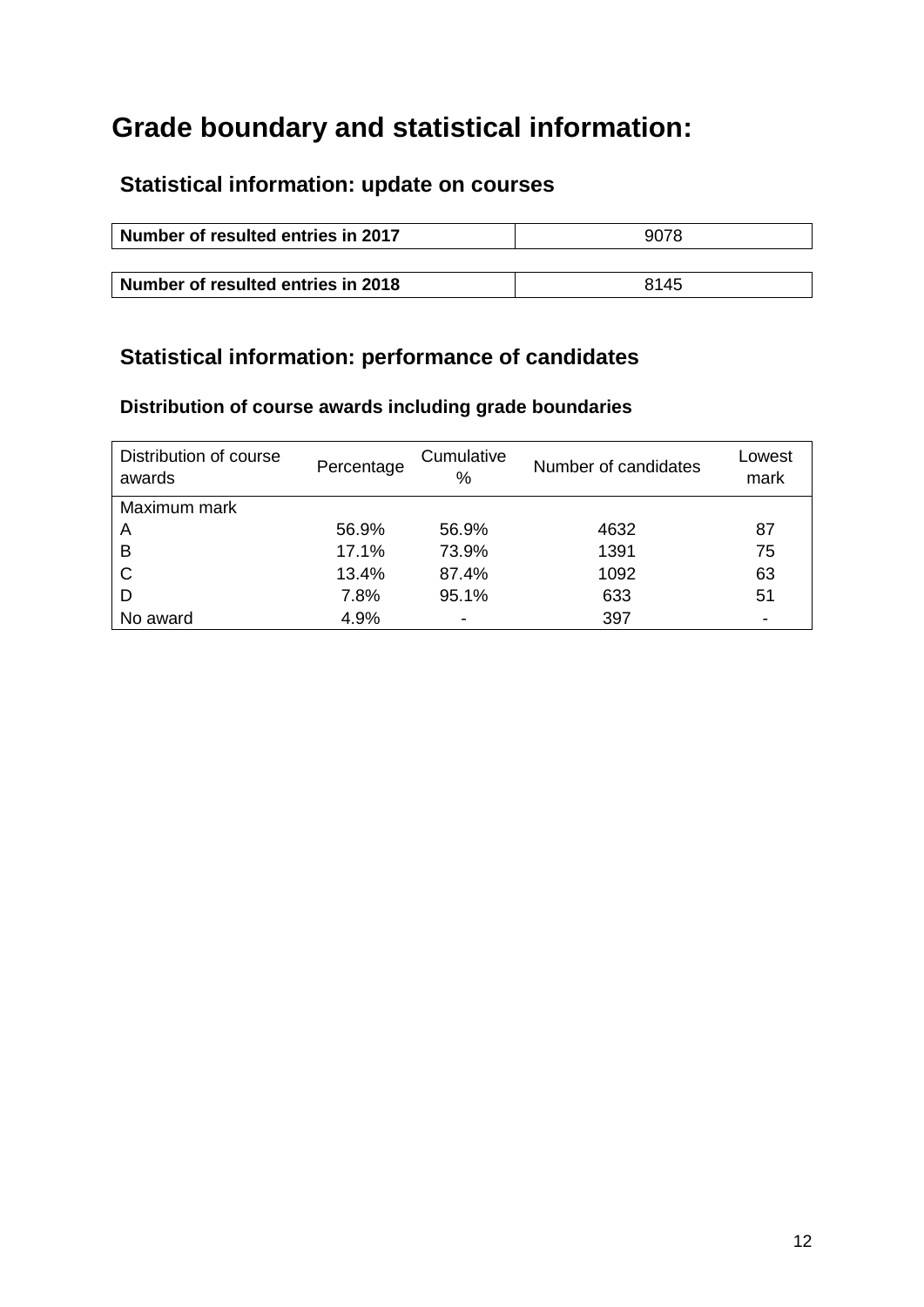# Grade boundary and statistical information:

## Statistical information: update on courses

| Number of resulted entries in 2017 | 9078 |
|---|---|

| Number of resulted entries in 2018 | 8145 |
|---|---|

## Statistical information: performance of candidates

### Distribution of course awards including grade boundaries

| Distribution of course awards | Percentage | Cumulative % | Number of candidates | Lowest mark |
|---|---|---|---|---|
| Maximum mark | | | | |
| A | 56.9% | 56.9% | 4632 | 87 |
| B | 17.1% | 73.9% | 1391 | 75 |
| C | 13.4% | 87.4% | 1092 | 63 |
| D | 7.8% | 95.1% | 633 | 51 |
| No award | 4.9% | - | 397 | - |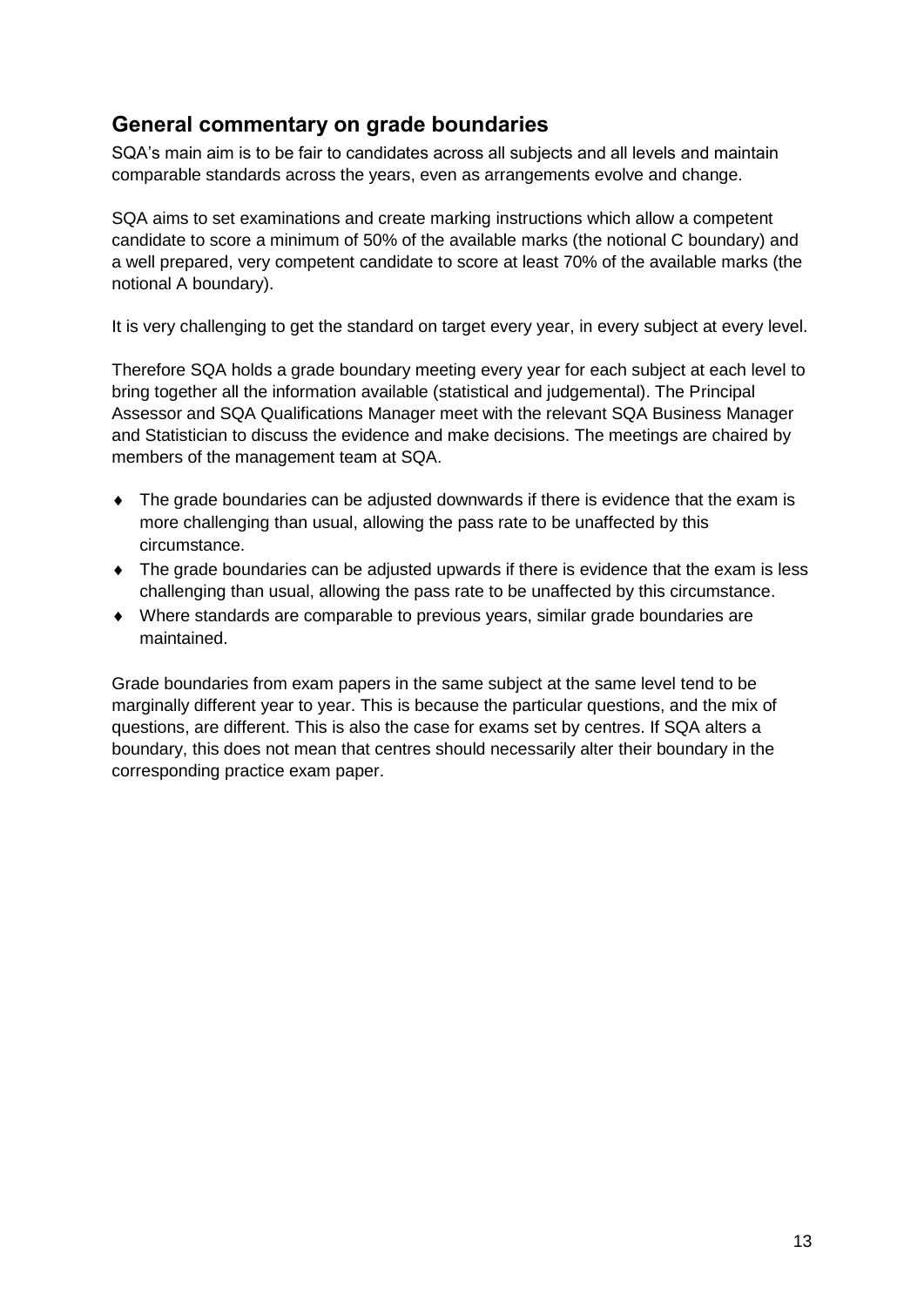## General commentary on grade boundaries

SQA's main aim is to be fair to candidates across all subjects and all levels and maintain comparable standards across the years, even as arrangements evolve and change.

SQA aims to set examinations and create marking instructions which allow a competent candidate to score a minimum of 50% of the available marks (the notional C boundary) and a well prepared, very competent candidate to score at least 70% of the available marks (the notional A boundary).

It is very challenging to get the standard on target every year, in every subject at every level.

Therefore SQA holds a grade boundary meeting every year for each subject at each level to bring together all the information available (statistical and judgemental). The Principal Assessor and SQA Qualifications Manager meet with the relevant SQA Business Manager and Statistician to discuss the evidence and make decisions. The meetings are chaired by members of the management team at SQA.

- The grade boundaries can be adjusted downwards if there is evidence that the exam is more challenging than usual, allowing the pass rate to be unaffected by this circumstance.
- The grade boundaries can be adjusted upwards if there is evidence that the exam is less challenging than usual, allowing the pass rate to be unaffected by this circumstance.
- Where standards are comparable to previous years, similar grade boundaries are maintained.

Grade boundaries from exam papers in the same subject at the same level tend to be marginally different year to year. This is because the particular questions, and the mix of questions, are different. This is also the case for exams set by centres. If SQA alters a boundary, this does not mean that centres should necessarily alter their boundary in the corresponding practice exam paper.